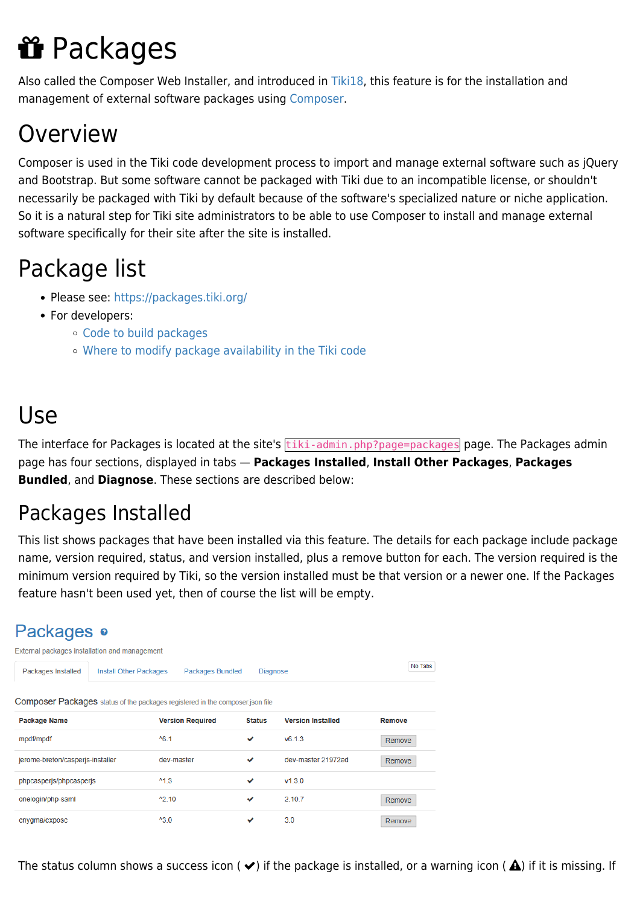# 🎁 Packages

Also called the Composer Web Installer, and introduced in Tiki18, this feature is for the installation and management of external software packages using Composer.

## Overview

Composer is used in the Tiki code development process to import and manage external software such as jQuery and Bootstrap. But some software cannot be packaged with Tiki due to an incompatible license, or shouldn't necessarily be packaged with Tiki by default because of the software's specialized nature or niche application. So it is a natural step for Tiki site administrators to be able to use Composer to install and manage external software specifically for their site after the site is installed.

## Package list

- Please see: https://packages.tiki.org/
- For developers:
  - Code to build packages
  - Where to modify package availability in the Tiki code

## Use

The interface for Packages is located at the site's `tiki-admin.php?page=packages` page. The Packages admin page has four sections, displayed in tabs — **Packages Installed**, **Install Other Packages**, **Packages Bundled**, and **Diagnose**. These sections are described below:

## Packages Installed

This list shows packages that have been installed via this feature. The details for each package include package name, version required, status, and version installed, plus a remove button for each. The version required is the minimum version required by Tiki, so the version installed must be that version or a newer one. If the Packages feature hasn't been used yet, then of course the list will be empty.

**Packages**

External packages installation and management

Packages Installed | Install Other Packages | Packages Bundled | Diagnose | No Tabs

Composer Packages status of the packages registered in the composer.json file

| Package Name | Version Required | Status | Version Installed | Remove |
|---|---|---|---|---|
| mpdf/mpdf | ^6.1 | ✔ | v6.1.3 | Remove |
| jerome-breton/casperjs-installer | dev-master | ✔ | dev-master 21972ed | Remove |
| phpcasperjs/phpcasperjs | ^1.3 | ✔ | v1.3.0 | |
| onelogin/php-saml | ^2.10 | ✔ | 2.10.7 | Remove |
| enygma/expose | ^3.0 | ✔ | 3.0 | Remove |

The status column shows a success icon ( ✔) if the package is installed, or a warning icon ( ⚠) if it is missing. If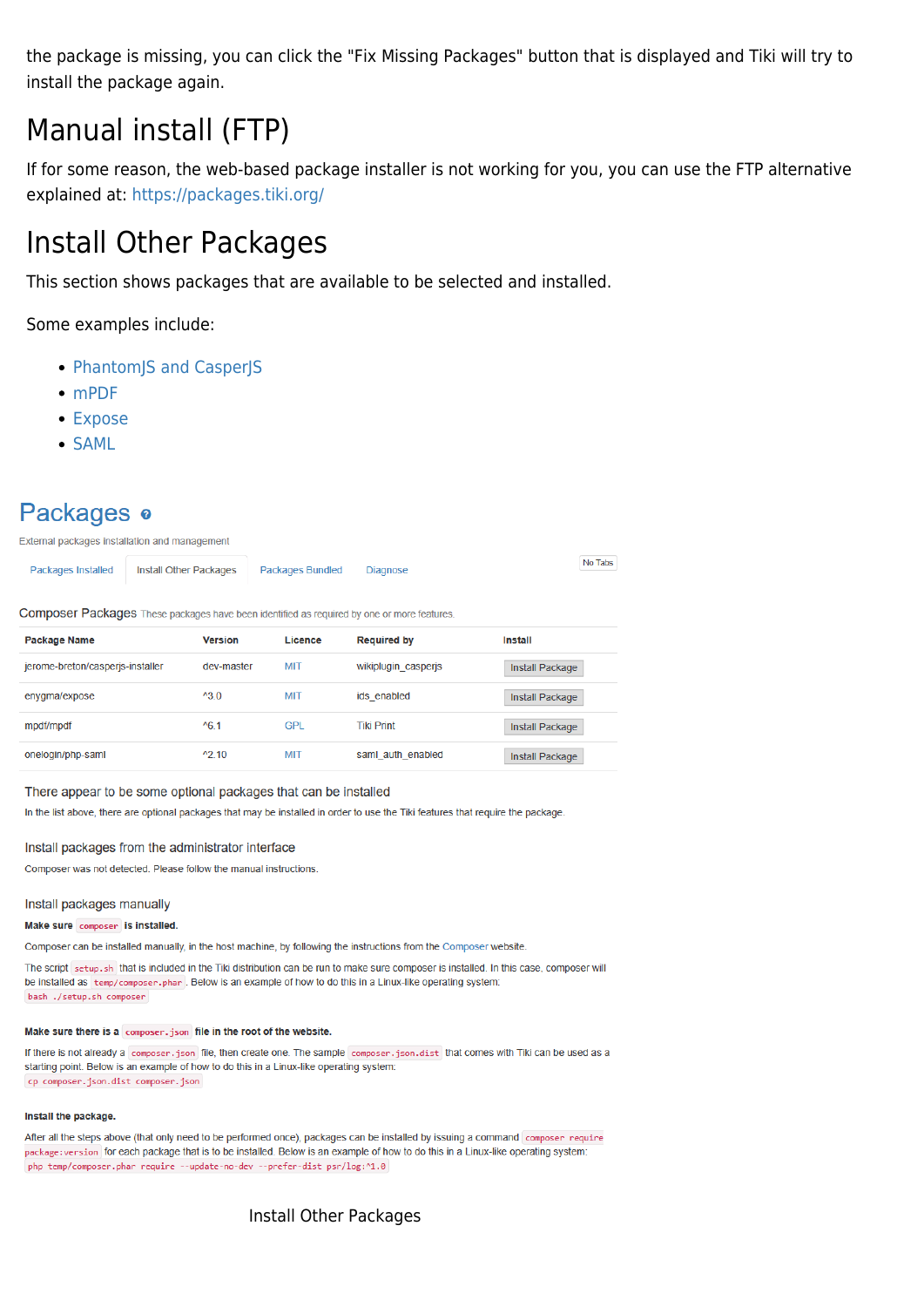the package is missing, you can click the "Fix Missing Packages" button that is displayed and Tiki will try to install the package again.

# Manual install (FTP)

If for some reason, the web-based package installer is not working for you, you can use the FTP alternative explained at: https://packages.tiki.org/

# Install Other Packages

This section shows packages that are available to be selected and installed.

Some examples include:

- PhantomJS and CasperJS
- mPDF
- Expose
- SAML

## Packages

External packages installation and management

Packages Installed | Install Other Packages | Packages Bundled | Diagnose | No Tabs

### Composer Packages

These packages have been identified as required by one or more features.

| Package Name | Version | Licence | Required by | Install |
| --- | --- | --- | --- | --- |
| jerome-breton/casperjs-installer | dev-master | MIT | wikiplugin_casperjs | Install Package |
| enygma/expose | ^3.0 | MIT | ids_enabled | Install Package |
| mpdf/mpdf | ^6.1 | GPL | Tiki Print | Install Package |
| onelogin/php-saml | ^2.10 | MIT | saml_auth_enabled | Install Package |

#### There appear to be some optional packages that can be installed

In the list above, there are optional packages that may be installed in order to use the Tiki features that require the package.

#### Install packages from the administrator interface

Composer was not detected. Please follow the manual instructions.

#### Install packages manually

**Make sure `composer` is installed.**

Composer can be installed manually, in the host machine, by following the instructions from the Composer website.

The script `setup.sh` that is included in the Tiki distribution can be run to make sure composer is installed. In this case, composer will be installed as `temp/composer.phar`. Below is an example of how to do this in a Linux-like operating system:

```
bash ./setup.sh composer
```

**Make sure there is a `composer.json` file in the root of the website.**

If there is not already a `composer.json` file, then create one. The sample `composer.json.dist` that comes with Tiki can be used as a starting point. Below is an example of how to do this in a Linux-like operating system:

```
cp composer.json.dist composer.json
```

**Install the package.**

After all the steps above (that only need to be performed once), packages can be installed by issuing a command `composer require package:version` for each package that is to be installed. Below is an example of how to do this in a Linux-like operating system:

```
php temp/composer.phar require --update-no-dev --prefer-dist psr/log:^1.0
```

Install Other Packages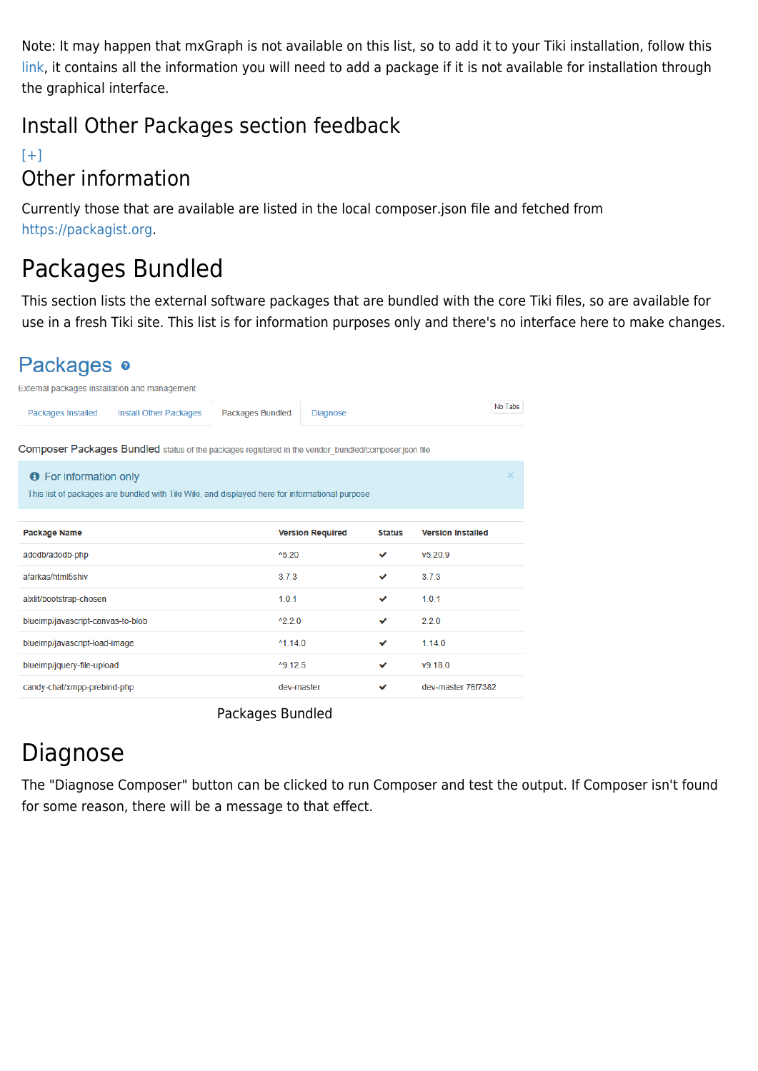Note: It may happen that mxGraph is not available on this list, so to add it to your Tiki installation, follow this link, it contains all the information you will need to add a package if it is not available for installation through the graphical interface.

## Install Other Packages section feedback

[+]

## Other information

Currently those that are available are listed in the local composer.json file and fetched from https://packagist.org.

# Packages Bundled

This section lists the external software packages that are bundled with the core Tiki files, so are available for use in a fresh Tiki site. This list is for information purposes only and there's no interface here to make changes.

## Packages

External packages installation and management

Packages Installed | Install Other Packages | Packages Bundled | Diagnose

No Tabs

Composer Packages Bundled status of the packages registered in the vendor_bundled/composer.json file

**For information only**
This list of packages are bundled with Tiki Wiki, and displayed here for informational purpose

| Package Name | Version Required | Status | Version Installed |
|---|---|---|---|
| adodb/adodb-php | ^5.20 | ✔ | v5.20.9 |
| afarkas/html5shiv | 3.7.3 | ✔ | 3.7.3 |
| alxlit/bootstrap-chosen | 1.0.1 | ✔ | 1.0.1 |
| blueimp/javascript-canvas-to-blob | ^2.2.0 | ✔ | 2.2.0 |
| blueimp/javascript-load-image | ^1.14.0 | ✔ | 1.14.0 |
| blueimp/jquery-file-upload | ^9.12.5 | ✔ | v9.18.0 |
| candy-chat/xmpp-prebind-php | dev-master | ✔ | dev-master 76f7382 |

Packages Bundled

# Diagnose

The "Diagnose Composer" button can be clicked to run Composer and test the output. If Composer isn't found for some reason, there will be a message to that effect.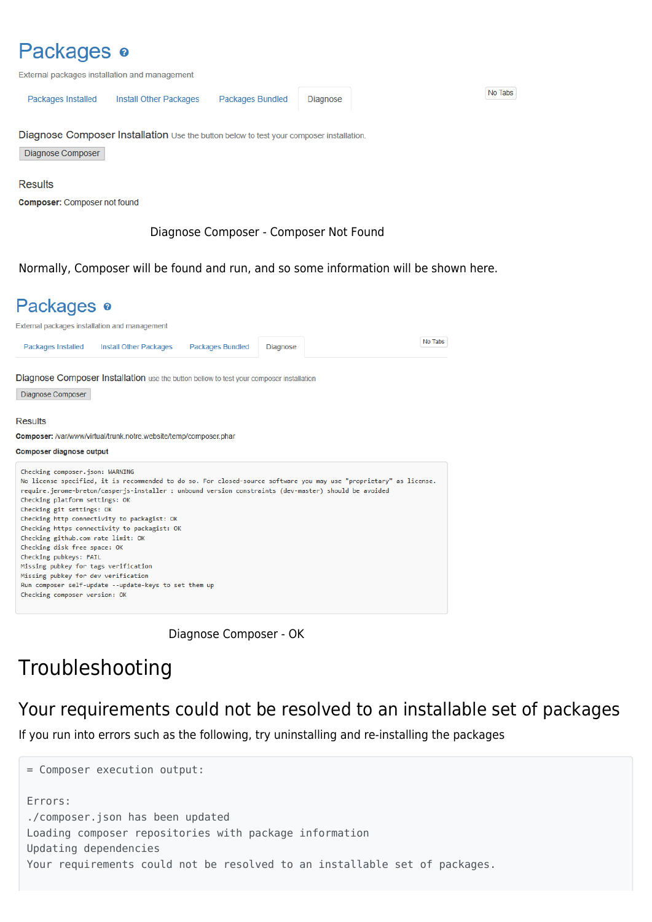# Packages

External packages installation and management

Packages Installed | Install Other Packages | Packages Bundled | Diagnose

No Tabs

Diagnose Composer Installation Use the button below to test your composer installation.

Diagnose Composer

Results

**Composer:** Composer not found

Diagnose Composer - Composer Not Found

Normally, Composer will be found and run, and so some information will be shown here.

# Packages

External packages installation and management

Packages Installed | Install Other Packages | Packages Bundled | Diagnose

No Tabs

Diagnose Composer Installation use the button bellow to test your composer installation

Diagnose Composer

Results

**Composer:** /var/www/virtual/trunk.notre.website/temp/composer.phar

**Composer diagnose output**

```
Checking composer.json: WARNING
No license specified, it is recommended to do so. For closed-source software you may use "proprietary" as license.
require.jerome-breton/casperjs-installer : unbound version constraints (dev-master) should be avoided
Checking platform settings: OK
Checking git settings: OK
Checking http connectivity to packagist: OK
Checking https connectivity to packagist: OK
Checking github.com rate limit: OK
Checking disk free space: OK
Checking pubkeys: FAIL
Missing pubkey for tags verification
Missing pubkey for dev verification
Run composer self-update --update-keys to set them up
Checking composer version: OK
```

Diagnose Composer - OK

# Troubleshooting

## Your requirements could not be resolved to an installable set of packages

If you run into errors such as the following, try uninstalling and re-installing the packages

```
= Composer execution output:

Errors:
./composer.json has been updated
Loading composer repositories with package information
Updating dependencies
Your requirements could not be resolved to an installable set of packages.
```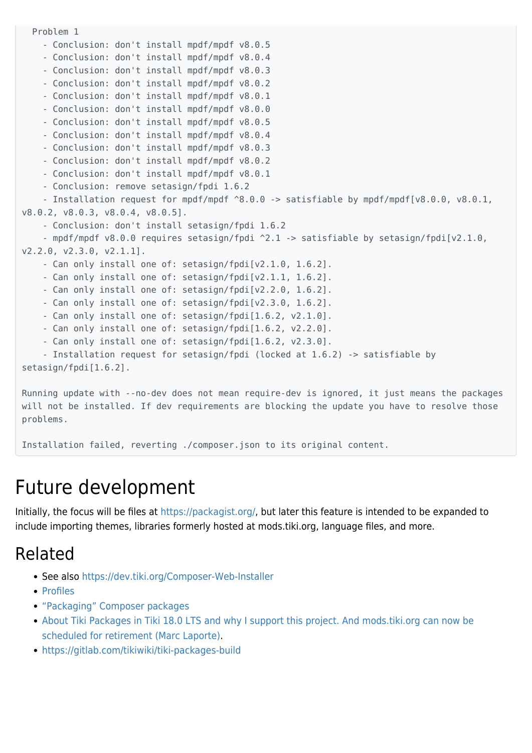```
  Problem 1
    - Conclusion: don't install mpdf/mpdf v8.0.5
    - Conclusion: don't install mpdf/mpdf v8.0.4
    - Conclusion: don't install mpdf/mpdf v8.0.3
    - Conclusion: don't install mpdf/mpdf v8.0.2
    - Conclusion: don't install mpdf/mpdf v8.0.1
    - Conclusion: don't install mpdf/mpdf v8.0.0
    - Conclusion: don't install mpdf/mpdf v8.0.5
    - Conclusion: don't install mpdf/mpdf v8.0.4
    - Conclusion: don't install mpdf/mpdf v8.0.3
    - Conclusion: don't install mpdf/mpdf v8.0.2
    - Conclusion: don't install mpdf/mpdf v8.0.1
    - Conclusion: remove setasign/fpdi 1.6.2
    - Installation request for mpdf/mpdf ^8.0.0 -> satisfiable by mpdf/mpdf[v8.0.0, v8.0.1,
v8.0.2, v8.0.3, v8.0.4, v8.0.5].
    - Conclusion: don't install setasign/fpdi 1.6.2
    - mpdf/mpdf v8.0.0 requires setasign/fpdi ^2.1 -> satisfiable by setasign/fpdi[v2.1.0,
v2.2.0, v2.3.0, v2.1.1].
    - Can only install one of: setasign/fpdi[v2.1.0, 1.6.2].
    - Can only install one of: setasign/fpdi[v2.1.1, 1.6.2].
    - Can only install one of: setasign/fpdi[v2.2.0, 1.6.2].
    - Can only install one of: setasign/fpdi[v2.3.0, 1.6.2].
    - Can only install one of: setasign/fpdi[1.6.2, v2.1.0].
    - Can only install one of: setasign/fpdi[1.6.2, v2.2.0].
    - Can only install one of: setasign/fpdi[1.6.2, v2.3.0].
    - Installation request for setasign/fpdi (locked at 1.6.2) -> satisfiable by
setasign/fpdi[1.6.2].

Running update with --no-dev does not mean require-dev is ignored, it just means the packages
will not be installed. If dev requirements are blocking the update you have to resolve those
problems.

Installation failed, reverting ./composer.json to its original content.
```

# Future development

Initially, the focus will be files at https://packagist.org/, but later this feature is intended to be expanded to include importing themes, libraries formerly hosted at mods.tiki.org, language files, and more.

## Related

- See also https://dev.tiki.org/Composer-Web-Installer
- Profiles
- "Packaging" Composer packages
- About Tiki Packages in Tiki 18.0 LTS and why I support this project. And mods.tiki.org can now be scheduled for retirement (Marc Laporte).
- https://gitlab.com/tikiwiki/tiki-packages-build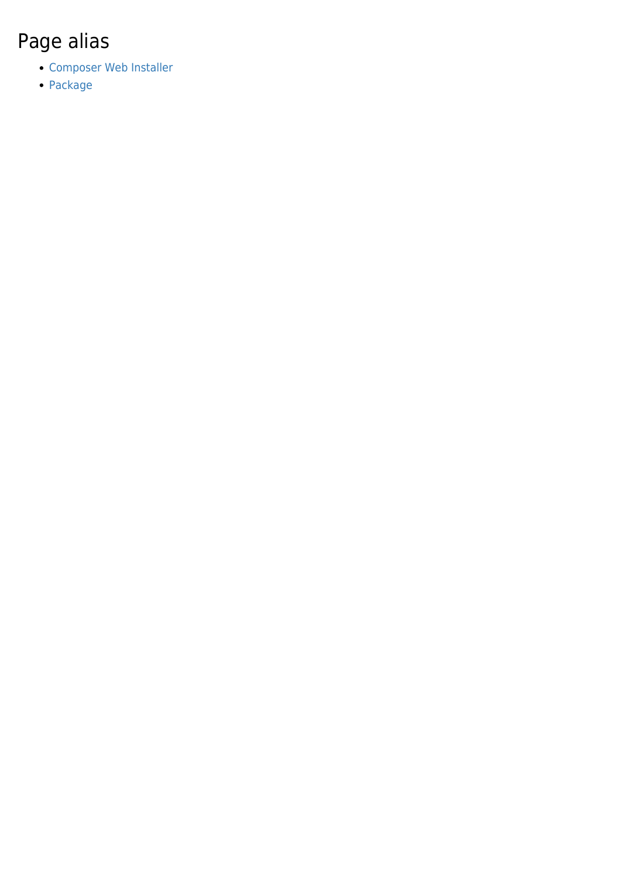# Page alias

- Composer Web Installer
- Package